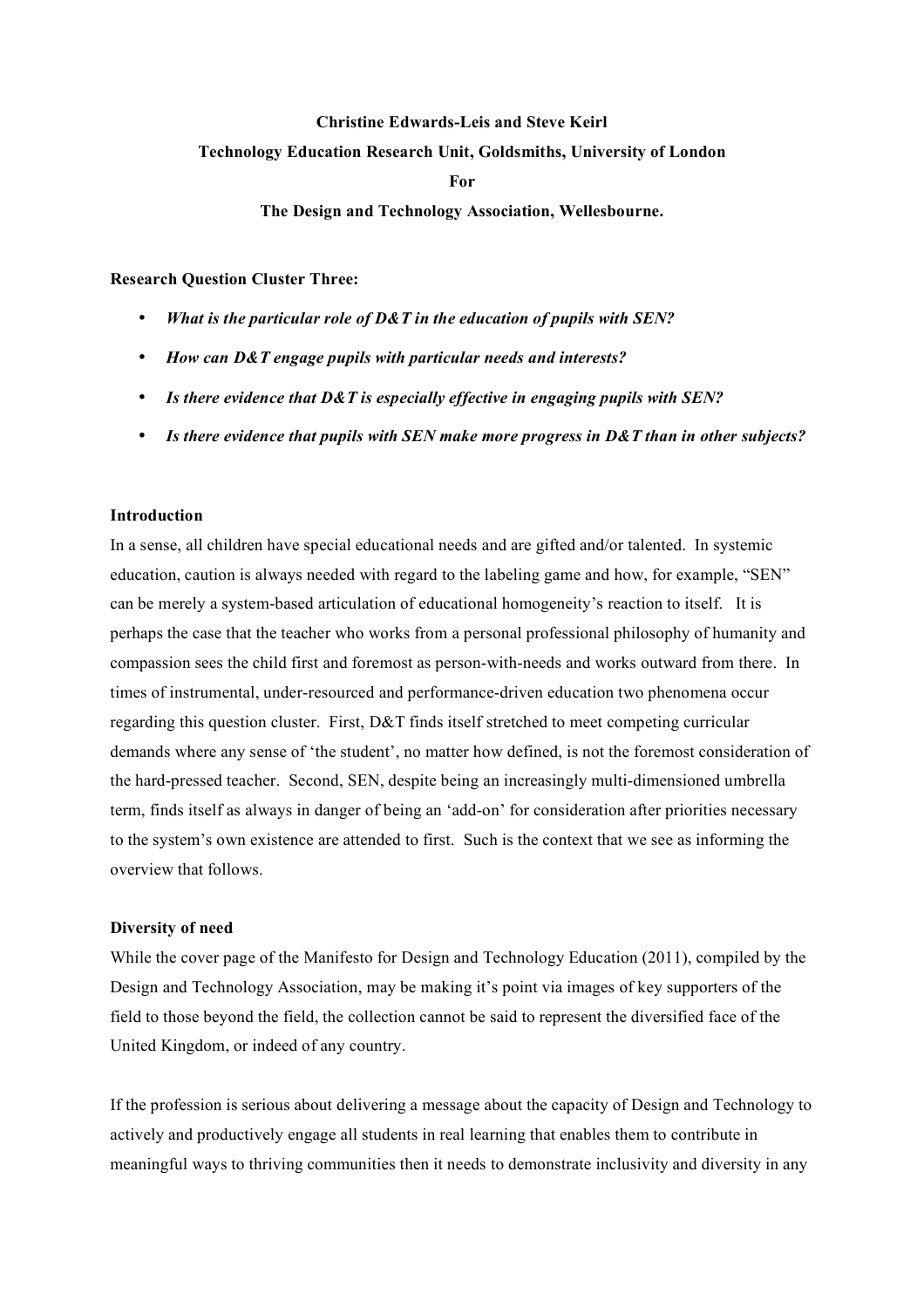**Christine Edwards-Leis and Steve Keirl**

**Technology Education Research Unit, Goldsmiths, University of London**

**For**

**The Design and Technology Association, Wellesbourne.**

**Research Question Cluster Three:**

- ***What is the particular role of D&T in the education of pupils with SEN?***
- ***How can D&T engage pupils with particular needs and interests?***
- ***Is there evidence that D&T is especially effective in engaging pupils with SEN?***
- ***Is there evidence that pupils with SEN make more progress in D&T than in other subjects?***

## Introduction

In a sense, all children have special educational needs and are gifted and/or talented. In systemic education, caution is always needed with regard to the labeling game and how, for example, "SEN" can be merely a system-based articulation of educational homogeneity's reaction to itself. It is perhaps the case that the teacher who works from a personal professional philosophy of humanity and compassion sees the child first and foremost as person-with-needs and works outward from there. In times of instrumental, under-resourced and performance-driven education two phenomena occur regarding this question cluster. First, D&T finds itself stretched to meet competing curricular demands where any sense of 'the student', no matter how defined, is not the foremost consideration of the hard-pressed teacher. Second, SEN, despite being an increasingly multi-dimensioned umbrella term, finds itself as always in danger of being an 'add-on' for consideration after priorities necessary to the system's own existence are attended to first. Such is the context that we see as informing the overview that follows.

## Diversity of need

While the cover page of the Manifesto for Design and Technology Education (2011), compiled by the Design and Technology Association, may be making it's point via images of key supporters of the field to those beyond the field, the collection cannot be said to represent the diversified face of the United Kingdom, or indeed of any country.

If the profession is serious about delivering a message about the capacity of Design and Technology to actively and productively engage all students in real learning that enables them to contribute in meaningful ways to thriving communities then it needs to demonstrate inclusivity and diversity in any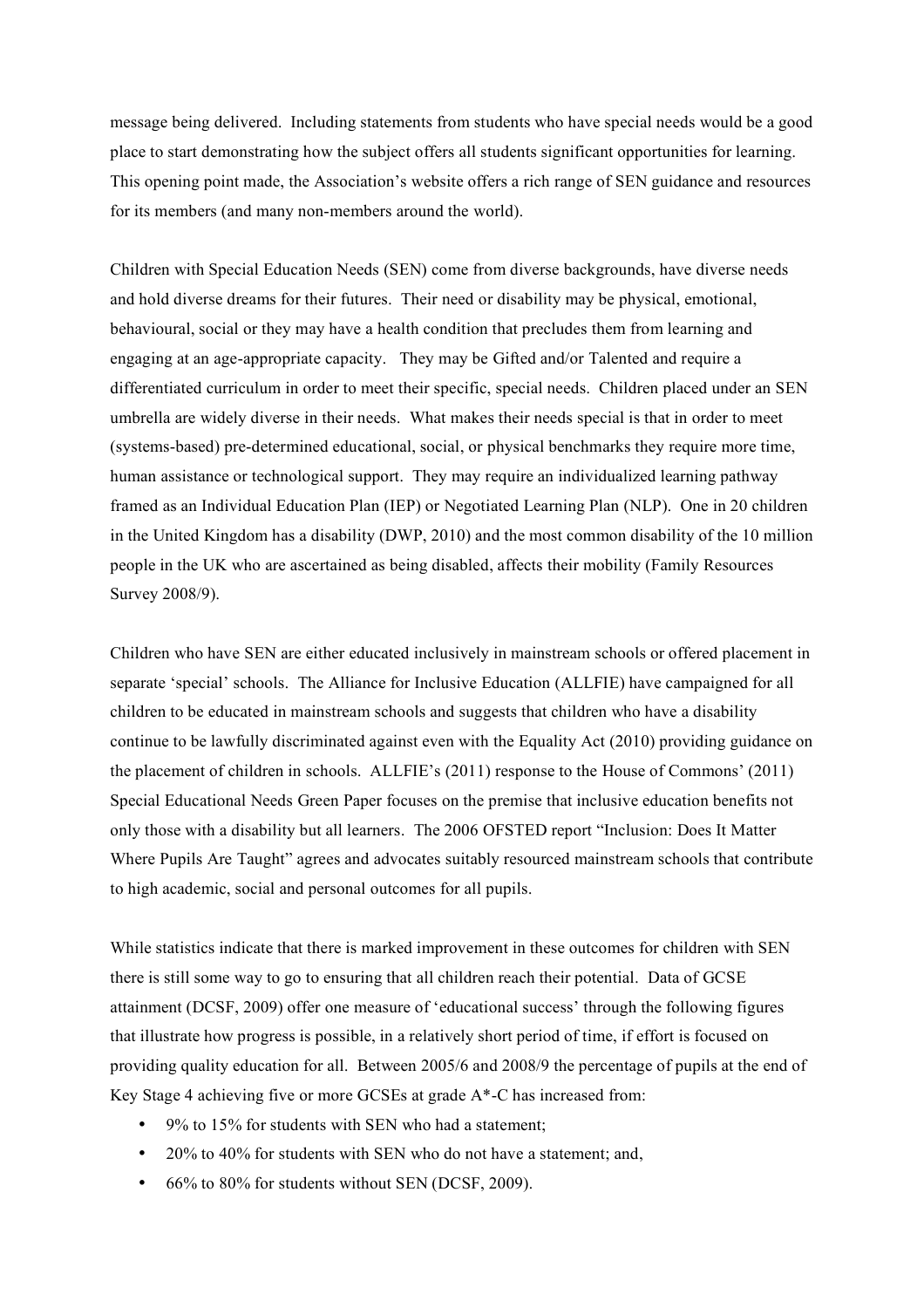message being delivered. Including statements from students who have special needs would be a good place to start demonstrating how the subject offers all students significant opportunities for learning. This opening point made, the Association's website offers a rich range of SEN guidance and resources for its members (and many non-members around the world).

Children with Special Education Needs (SEN) come from diverse backgrounds, have diverse needs and hold diverse dreams for their futures. Their need or disability may be physical, emotional, behavioural, social or they may have a health condition that precludes them from learning and engaging at an age-appropriate capacity. They may be Gifted and/or Talented and require a differentiated curriculum in order to meet their specific, special needs. Children placed under an SEN umbrella are widely diverse in their needs. What makes their needs special is that in order to meet (systems-based) pre-determined educational, social, or physical benchmarks they require more time, human assistance or technological support. They may require an individualized learning pathway framed as an Individual Education Plan (IEP) or Negotiated Learning Plan (NLP). One in 20 children in the United Kingdom has a disability (DWP, 2010) and the most common disability of the 10 million people in the UK who are ascertained as being disabled, affects their mobility (Family Resources Survey 2008/9).

Children who have SEN are either educated inclusively in mainstream schools or offered placement in separate 'special' schools. The Alliance for Inclusive Education (ALLFIE) have campaigned for all children to be educated in mainstream schools and suggests that children who have a disability continue to be lawfully discriminated against even with the Equality Act (2010) providing guidance on the placement of children in schools. ALLFIE's (2011) response to the House of Commons' (2011) Special Educational Needs Green Paper focuses on the premise that inclusive education benefits not only those with a disability but all learners. The 2006 OFSTED report "Inclusion: Does It Matter Where Pupils Are Taught" agrees and advocates suitably resourced mainstream schools that contribute to high academic, social and personal outcomes for all pupils.

While statistics indicate that there is marked improvement in these outcomes for children with SEN there is still some way to go to ensuring that all children reach their potential. Data of GCSE attainment (DCSF, 2009) offer one measure of 'educational success' through the following figures that illustrate how progress is possible, in a relatively short period of time, if effort is focused on providing quality education for all. Between 2005/6 and 2008/9 the percentage of pupils at the end of Key Stage 4 achieving five or more GCSEs at grade A*-C has increased from:

- 9% to 15% for students with SEN who had a statement;
- 20% to 40% for students with SEN who do not have a statement; and,
- 66% to 80% for students without SEN (DCSF, 2009).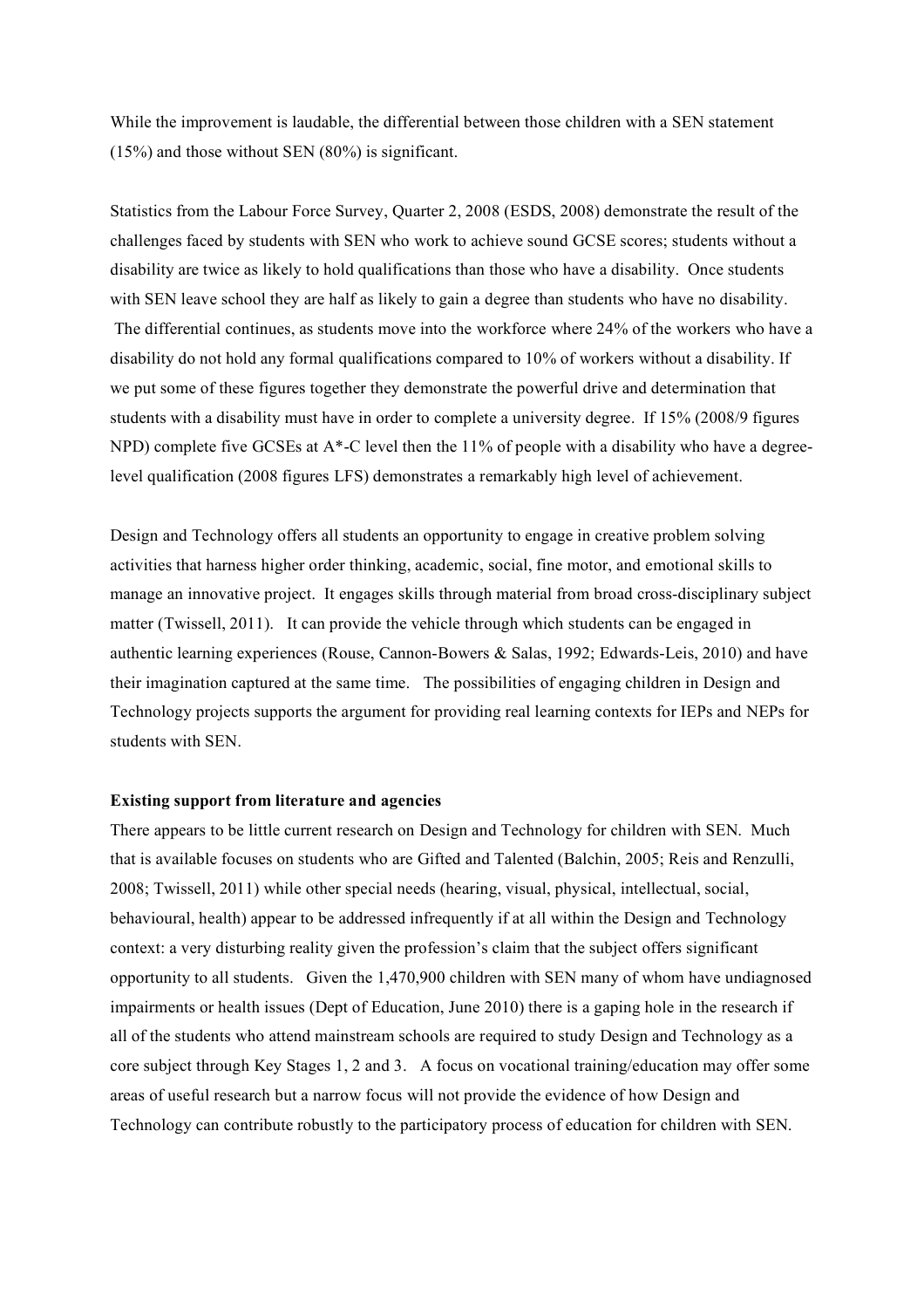While the improvement is laudable, the differential between those children with a SEN statement (15%) and those without SEN (80%) is significant.

Statistics from the Labour Force Survey, Quarter 2, 2008 (ESDS, 2008) demonstrate the result of the challenges faced by students with SEN who work to achieve sound GCSE scores; students without a disability are twice as likely to hold qualifications than those who have a disability. Once students with SEN leave school they are half as likely to gain a degree than students who have no disability. The differential continues, as students move into the workforce where 24% of the workers who have a disability do not hold any formal qualifications compared to 10% of workers without a disability. If we put some of these figures together they demonstrate the powerful drive and determination that students with a disability must have in order to complete a university degree. If 15% (2008/9 figures NPD) complete five GCSEs at A*-C level then the 11% of people with a disability who have a degree-level qualification (2008 figures LFS) demonstrates a remarkably high level of achievement.

Design and Technology offers all students an opportunity to engage in creative problem solving activities that harness higher order thinking, academic, social, fine motor, and emotional skills to manage an innovative project. It engages skills through material from broad cross-disciplinary subject matter (Twissell, 2011). It can provide the vehicle through which students can be engaged in authentic learning experiences (Rouse, Cannon-Bowers & Salas, 1992; Edwards-Leis, 2010) and have their imagination captured at the same time. The possibilities of engaging children in Design and Technology projects supports the argument for providing real learning contexts for IEPs and NEPs for students with SEN.

**Existing support from literature and agencies**

There appears to be little current research on Design and Technology for children with SEN. Much that is available focuses on students who are Gifted and Talented (Balchin, 2005; Reis and Renzulli, 2008; Twissell, 2011) while other special needs (hearing, visual, physical, intellectual, social, behavioural, health) appear to be addressed infrequently if at all within the Design and Technology context: a very disturbing reality given the profession's claim that the subject offers significant opportunity to all students. Given the 1,470,900 children with SEN many of whom have undiagnosed impairments or health issues (Dept of Education, June 2010) there is a gaping hole in the research if all of the students who attend mainstream schools are required to study Design and Technology as a core subject through Key Stages 1, 2 and 3. A focus on vocational training/education may offer some areas of useful research but a narrow focus will not provide the evidence of how Design and Technology can contribute robustly to the participatory process of education for children with SEN.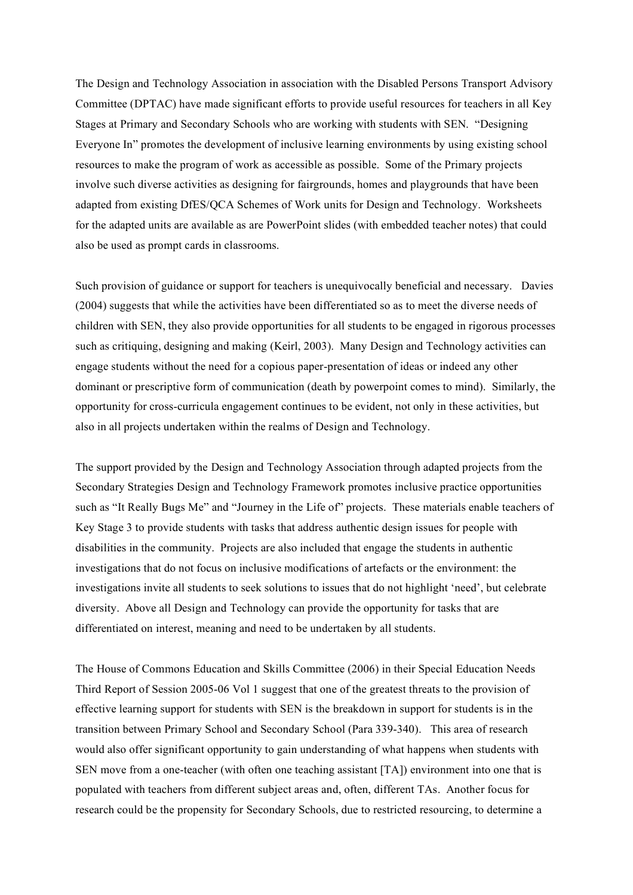The Design and Technology Association in association with the Disabled Persons Transport Advisory Committee (DPTAC) have made significant efforts to provide useful resources for teachers in all Key Stages at Primary and Secondary Schools who are working with students with SEN. "Designing Everyone In" promotes the development of inclusive learning environments by using existing school resources to make the program of work as accessible as possible. Some of the Primary projects involve such diverse activities as designing for fairgrounds, homes and playgrounds that have been adapted from existing DfES/QCA Schemes of Work units for Design and Technology. Worksheets for the adapted units are available as are PowerPoint slides (with embedded teacher notes) that could also be used as prompt cards in classrooms.

Such provision of guidance or support for teachers is unequivocally beneficial and necessary. Davies (2004) suggests that while the activities have been differentiated so as to meet the diverse needs of children with SEN, they also provide opportunities for all students to be engaged in rigorous processes such as critiquing, designing and making (Keirl, 2003). Many Design and Technology activities can engage students without the need for a copious paper-presentation of ideas or indeed any other dominant or prescriptive form of communication (death by powerpoint comes to mind). Similarly, the opportunity for cross-curricula engagement continues to be evident, not only in these activities, but also in all projects undertaken within the realms of Design and Technology.

The support provided by the Design and Technology Association through adapted projects from the Secondary Strategies Design and Technology Framework promotes inclusive practice opportunities such as "It Really Bugs Me" and "Journey in the Life of" projects. These materials enable teachers of Key Stage 3 to provide students with tasks that address authentic design issues for people with disabilities in the community. Projects are also included that engage the students in authentic investigations that do not focus on inclusive modifications of artefacts or the environment: the investigations invite all students to seek solutions to issues that do not highlight 'need', but celebrate diversity. Above all Design and Technology can provide the opportunity for tasks that are differentiated on interest, meaning and need to be undertaken by all students.

The House of Commons Education and Skills Committee (2006) in their Special Education Needs Third Report of Session 2005-06 Vol 1 suggest that one of the greatest threats to the provision of effective learning support for students with SEN is the breakdown in support for students is in the transition between Primary School and Secondary School (Para 339-340). This area of research would also offer significant opportunity to gain understanding of what happens when students with SEN move from a one-teacher (with often one teaching assistant [TA]) environment into one that is populated with teachers from different subject areas and, often, different TAs. Another focus for research could be the propensity for Secondary Schools, due to restricted resourcing, to determine a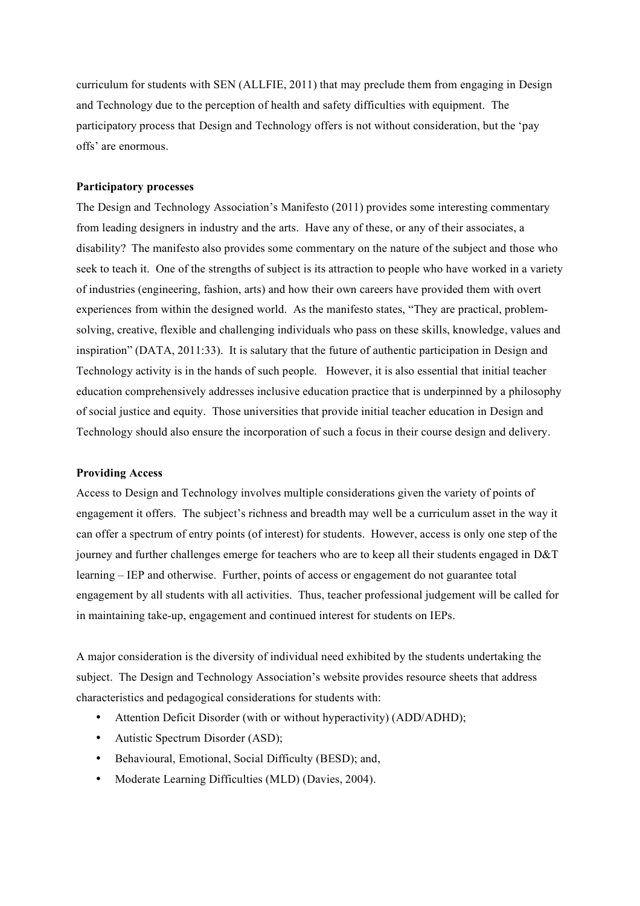curriculum for students with SEN (ALLFIE, 2011) that may preclude them from engaging in Design and Technology due to the perception of health and safety difficulties with equipment. The participatory process that Design and Technology offers is not without consideration, but the 'pay offs' are enormous.

**Participatory processes**

The Design and Technology Association's Manifesto (2011) provides some interesting commentary from leading designers in industry and the arts. Have any of these, or any of their associates, a disability? The manifesto also provides some commentary on the nature of the subject and those who seek to teach it. One of the strengths of subject is its attraction to people who have worked in a variety of industries (engineering, fashion, arts) and how their own careers have provided them with overt experiences from within the designed world. As the manifesto states, "They are practical, problem-solving, creative, flexible and challenging individuals who pass on these skills, knowledge, values and inspiration" (DATA, 2011:33). It is salutary that the future of authentic participation in Design and Technology activity is in the hands of such people. However, it is also essential that initial teacher education comprehensively addresses inclusive education practice that is underpinned by a philosophy of social justice and equity. Those universities that provide initial teacher education in Design and Technology should also ensure the incorporation of such a focus in their course design and delivery.

**Providing Access**

Access to Design and Technology involves multiple considerations given the variety of points of engagement it offers. The subject's richness and breadth may well be a curriculum asset in the way it can offer a spectrum of entry points (of interest) for students. However, access is only one step of the journey and further challenges emerge for teachers who are to keep all their students engaged in D&T learning – IEP and otherwise. Further, points of access or engagement do not guarantee total engagement by all students with all activities. Thus, teacher professional judgement will be called for in maintaining take-up, engagement and continued interest for students on IEPs.

A major consideration is the diversity of individual need exhibited by the students undertaking the subject. The Design and Technology Association's website provides resource sheets that address characteristics and pedagogical considerations for students with:

- Attention Deficit Disorder (with or without hyperactivity) (ADD/ADHD);
- Autistic Spectrum Disorder (ASD);
- Behavioural, Emotional, Social Difficulty (BESD); and,
- Moderate Learning Difficulties (MLD) (Davies, 2004).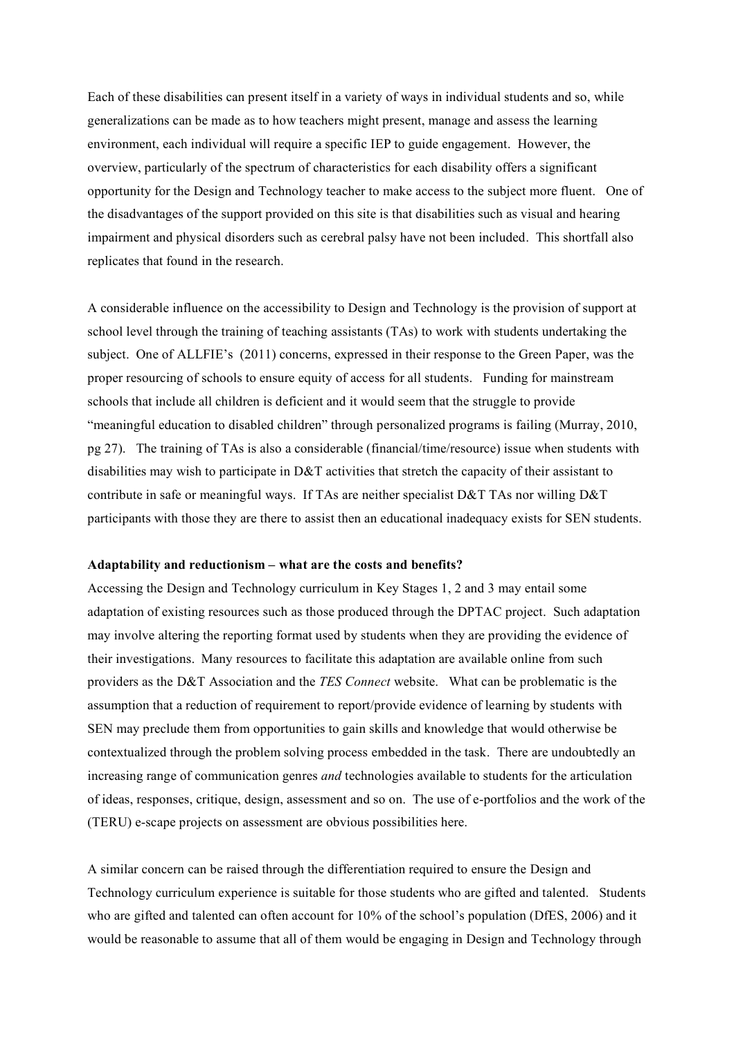Each of these disabilities can present itself in a variety of ways in individual students and so, while generalizations can be made as to how teachers might present, manage and assess the learning environment, each individual will require a specific IEP to guide engagement. However, the overview, particularly of the spectrum of characteristics for each disability offers a significant opportunity for the Design and Technology teacher to make access to the subject more fluent. One of the disadvantages of the support provided on this site is that disabilities such as visual and hearing impairment and physical disorders such as cerebral palsy have not been included. This shortfall also replicates that found in the research.

A considerable influence on the accessibility to Design and Technology is the provision of support at school level through the training of teaching assistants (TAs) to work with students undertaking the subject. One of ALLFIE's (2011) concerns, expressed in their response to the Green Paper, was the proper resourcing of schools to ensure equity of access for all students. Funding for mainstream schools that include all children is deficient and it would seem that the struggle to provide "meaningful education to disabled children" through personalized programs is failing (Murray, 2010, pg 27). The training of TAs is also a considerable (financial/time/resource) issue when students with disabilities may wish to participate in D&T activities that stretch the capacity of their assistant to contribute in safe or meaningful ways. If TAs are neither specialist D&T TAs nor willing D&T participants with those they are there to assist then an educational inadequacy exists for SEN students.

**Adaptability and reductionism – what are the costs and benefits?**

Accessing the Design and Technology curriculum in Key Stages 1, 2 and 3 may entail some adaptation of existing resources such as those produced through the DPTAC project. Such adaptation may involve altering the reporting format used by students when they are providing the evidence of their investigations. Many resources to facilitate this adaptation are available online from such providers as the D&T Association and the *TES Connect* website. What can be problematic is the assumption that a reduction of requirement to report/provide evidence of learning by students with SEN may preclude them from opportunities to gain skills and knowledge that would otherwise be contextualized through the problem solving process embedded in the task. There are undoubtedly an increasing range of communication genres *and* technologies available to students for the articulation of ideas, responses, critique, design, assessment and so on. The use of e-portfolios and the work of the (TERU) e-scape projects on assessment are obvious possibilities here.

A similar concern can be raised through the differentiation required to ensure the Design and Technology curriculum experience is suitable for those students who are gifted and talented. Students who are gifted and talented can often account for 10% of the school's population (DfES, 2006) and it would be reasonable to assume that all of them would be engaging in Design and Technology through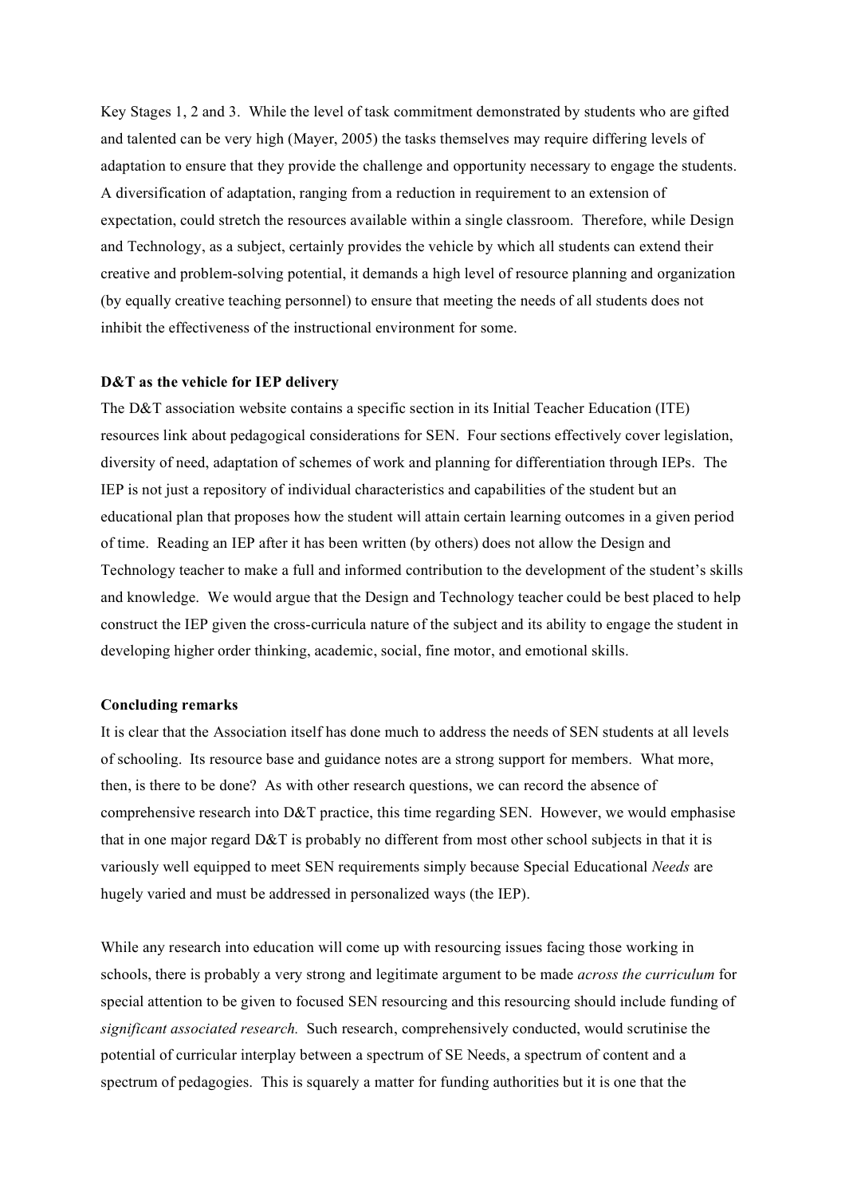Key Stages 1, 2 and 3. While the level of task commitment demonstrated by students who are gifted and talented can be very high (Mayer, 2005) the tasks themselves may require differing levels of adaptation to ensure that they provide the challenge and opportunity necessary to engage the students. A diversification of adaptation, ranging from a reduction in requirement to an extension of expectation, could stretch the resources available within a single classroom. Therefore, while Design and Technology, as a subject, certainly provides the vehicle by which all students can extend their creative and problem-solving potential, it demands a high level of resource planning and organization (by equally creative teaching personnel) to ensure that meeting the needs of all students does not inhibit the effectiveness of the instructional environment for some.

**D&T as the vehicle for IEP delivery**

The D&T association website contains a specific section in its Initial Teacher Education (ITE) resources link about pedagogical considerations for SEN. Four sections effectively cover legislation, diversity of need, adaptation of schemes of work and planning for differentiation through IEPs. The IEP is not just a repository of individual characteristics and capabilities of the student but an educational plan that proposes how the student will attain certain learning outcomes in a given period of time. Reading an IEP after it has been written (by others) does not allow the Design and Technology teacher to make a full and informed contribution to the development of the student's skills and knowledge. We would argue that the Design and Technology teacher could be best placed to help construct the IEP given the cross-curricula nature of the subject and its ability to engage the student in developing higher order thinking, academic, social, fine motor, and emotional skills.

**Concluding remarks**

It is clear that the Association itself has done much to address the needs of SEN students at all levels of schooling. Its resource base and guidance notes are a strong support for members. What more, then, is there to be done? As with other research questions, we can record the absence of comprehensive research into D&T practice, this time regarding SEN. However, we would emphasise that in one major regard D&T is probably no different from most other school subjects in that it is variously well equipped to meet SEN requirements simply because Special Educational *Needs* are hugely varied and must be addressed in personalized ways (the IEP).

While any research into education will come up with resourcing issues facing those working in schools, there is probably a very strong and legitimate argument to be made *across the curriculum* for special attention to be given to focused SEN resourcing and this resourcing should include funding of *significant associated research.* Such research, comprehensively conducted, would scrutinise the potential of curricular interplay between a spectrum of SE Needs, a spectrum of content and a spectrum of pedagogies. This is squarely a matter for funding authorities but it is one that the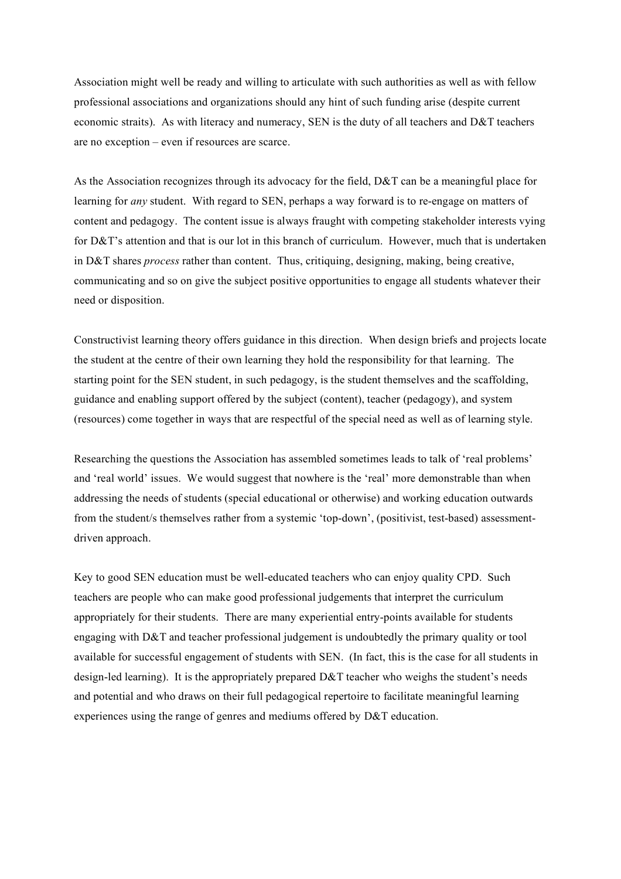Association might well be ready and willing to articulate with such authorities as well as with fellow professional associations and organizations should any hint of such funding arise (despite current economic straits). As with literacy and numeracy, SEN is the duty of all teachers and D&T teachers are no exception – even if resources are scarce.

As the Association recognizes through its advocacy for the field, D&T can be a meaningful place for learning for *any* student. With regard to SEN, perhaps a way forward is to re-engage on matters of content and pedagogy. The content issue is always fraught with competing stakeholder interests vying for D&T's attention and that is our lot in this branch of curriculum. However, much that is undertaken in D&T shares *process* rather than content. Thus, critiquing, designing, making, being creative, communicating and so on give the subject positive opportunities to engage all students whatever their need or disposition.

Constructivist learning theory offers guidance in this direction. When design briefs and projects locate the student at the centre of their own learning they hold the responsibility for that learning. The starting point for the SEN student, in such pedagogy, is the student themselves and the scaffolding, guidance and enabling support offered by the subject (content), teacher (pedagogy), and system (resources) come together in ways that are respectful of the special need as well as of learning style.

Researching the questions the Association has assembled sometimes leads to talk of 'real problems' and 'real world' issues. We would suggest that nowhere is the 'real' more demonstrable than when addressing the needs of students (special educational or otherwise) and working education outwards from the student/s themselves rather from a systemic 'top-down', (positivist, test-based) assessment-driven approach.

Key to good SEN education must be well-educated teachers who can enjoy quality CPD. Such teachers are people who can make good professional judgements that interpret the curriculum appropriately for their students. There are many experiential entry-points available for students engaging with D&T and teacher professional judgement is undoubtedly the primary quality or tool available for successful engagement of students with SEN. (In fact, this is the case for all students in design-led learning). It is the appropriately prepared D&T teacher who weighs the student's needs and potential and who draws on their full pedagogical repertoire to facilitate meaningful learning experiences using the range of genres and mediums offered by D&T education.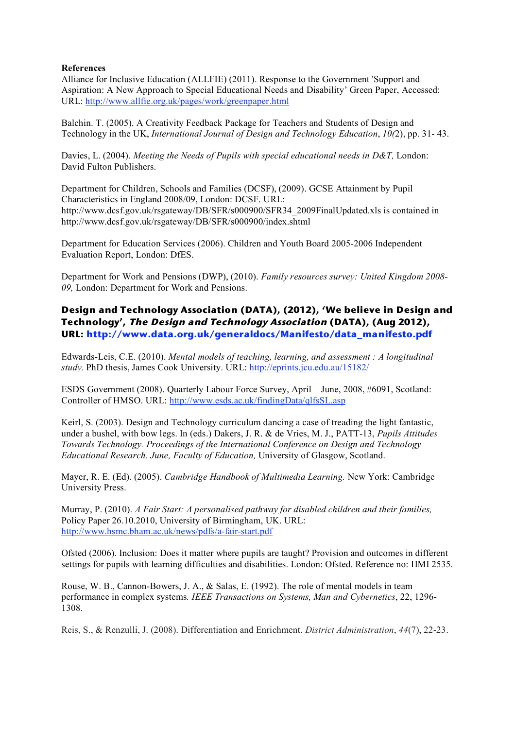**References**

Alliance for Inclusive Education (ALLFIE) (2011). Response to the Government 'Support and Aspiration: A New Approach to Special Educational Needs and Disability' Green Paper, Accessed: URL: http://www.allfie.org.uk/pages/work/greenpaper.html

Balchin. T. (2005). A Creativity Feedback Package for Teachers and Students of Design and Technology in the UK, *International Journal of Design and Technology Education*, *10(*2), pp. 31- 43.

Davies, L. (2004). *Meeting the Needs of Pupils with special educational needs in D&T,* London: David Fulton Publishers.

Department for Children, Schools and Families (DCSF), (2009). GCSE Attainment by Pupil Characteristics in England 2008/09, London: DCSF. URL: http://www.dcsf.gov.uk/rsgateway/DB/SFR/s000900/SFR34_2009FinalUpdated.xls is contained in http://www.dcsf.gov.uk/rsgateway/DB/SFR/s000900/index.shtml

Department for Education Services (2006). Children and Youth Board 2005-2006 Independent Evaluation Report, London: DfES.

Department for Work and Pensions (DWP), (2010). *Family resources survey: United Kingdom 2008-09,* London: Department for Work and Pensions.

**Design and Technology Association (DATA), (2012), 'We believe in Design and Technology', *The Design and Technology Association* (DATA), (Aug 2012), URL: http://www.data.org.uk/generaldocs/Manifesto/data_manifesto.pdf**

Edwards-Leis, C.E. (2010). *Mental models of teaching, learning, and assessment : A longitudinal study.* PhD thesis, James Cook University. URL: http://eprints.jcu.edu.au/15182/

ESDS Government (2008). Quarterly Labour Force Survey, April – June, 2008, #6091, Scotland: Controller of HMSO. URL: http://www.esds.ac.uk/findingData/qlfsSL.asp

Keirl, S. (2003). Design and Technology curriculum dancing a case of treading the light fantastic, under a bushel, with bow legs. In (eds.) Dakers, J. R. & de Vries, M. J., PATT-13, *Pupils Attitudes Towards Technology. Proceedings of the International Conference on Design and Technology Educational Research. June, Faculty of Education,* University of Glasgow, Scotland.

Mayer, R. E. (Ed). (2005). *Cambridge Handbook of Multimedia Learning.* New York: Cambridge University Press.

Murray, P. (2010). *A Fair Start: A personalised pathway for disabled children and their families,* Policy Paper 26.10.2010, University of Birmingham, UK. URL: http://www.hsmc.bham.ac.uk/news/pdfs/a-fair-start.pdf

Ofsted (2006). Inclusion: Does it matter where pupils are taught? Provision and outcomes in different settings for pupils with learning difficulties and disabilities. London: Ofsted. Reference no: HMI 2535.

Rouse, W. B., Cannon-Bowers, J. A., & Salas, E. (1992). The role of mental models in team performance in complex systems*. IEEE Transactions on Systems, Man and Cybernetics*, 22, 1296-1308.

Reis, S., & Renzulli, J. (2008). Differentiation and Enrichment. *District Administration*, *44*(7), 22-23.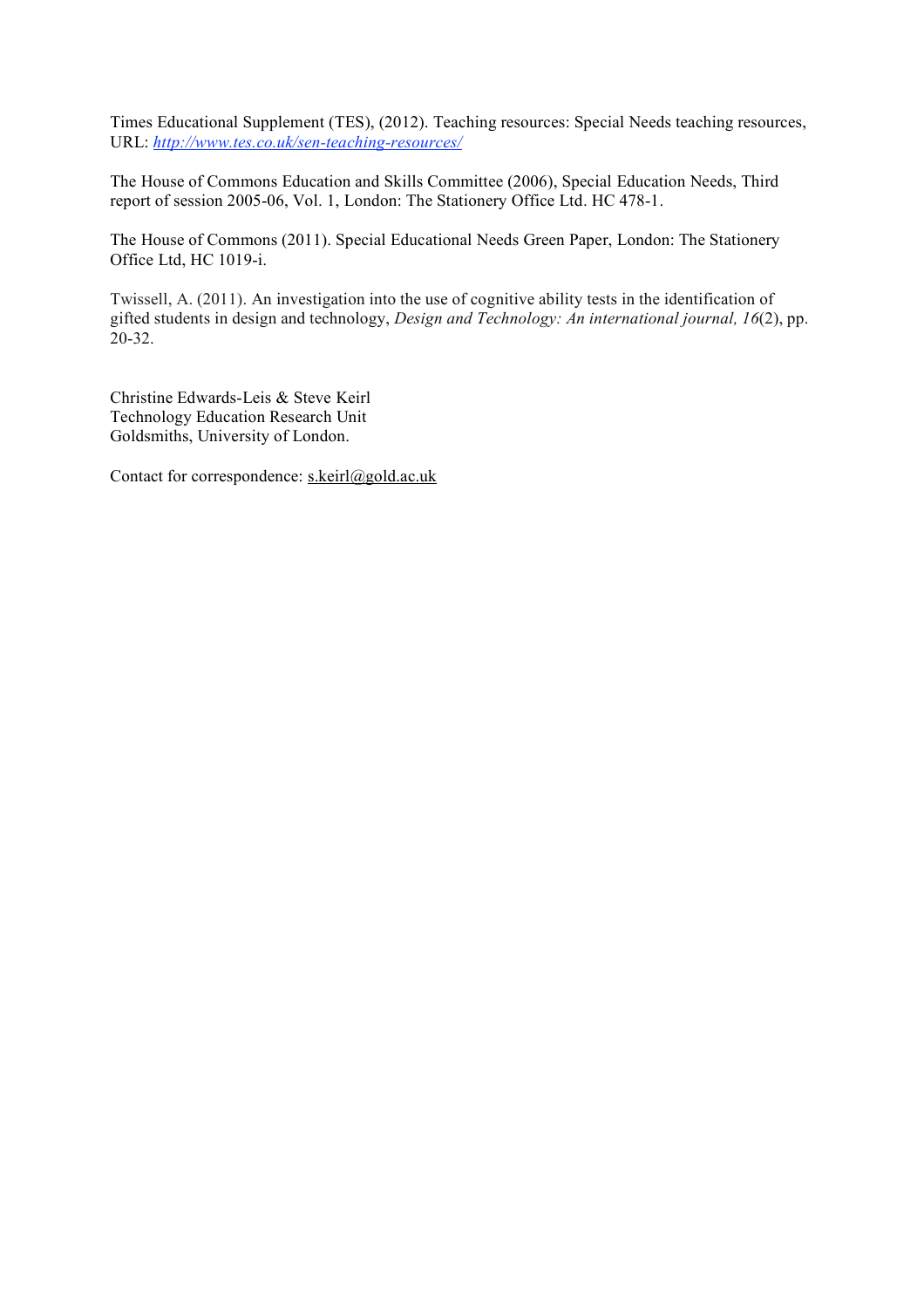Times Educational Supplement (TES), (2012). Teaching resources: Special Needs teaching resources, URL: *http://www.tes.co.uk/sen-teaching-resources/*

The House of Commons Education and Skills Committee (2006), Special Education Needs, Third report of session 2005-06, Vol. 1, London: The Stationery Office Ltd. HC 478-1.

The House of Commons (2011). Special Educational Needs Green Paper, London: The Stationery Office Ltd, HC 1019-i.

Twissell, A. (2011). An investigation into the use of cognitive ability tests in the identification of gifted students in design and technology, *Design and Technology: An international journal, 16*(2), pp. 20-32.

Christine Edwards-Leis & Steve Keirl
Technology Education Research Unit
Goldsmiths, University of London.

Contact for correspondence: s.keirl@gold.ac.uk